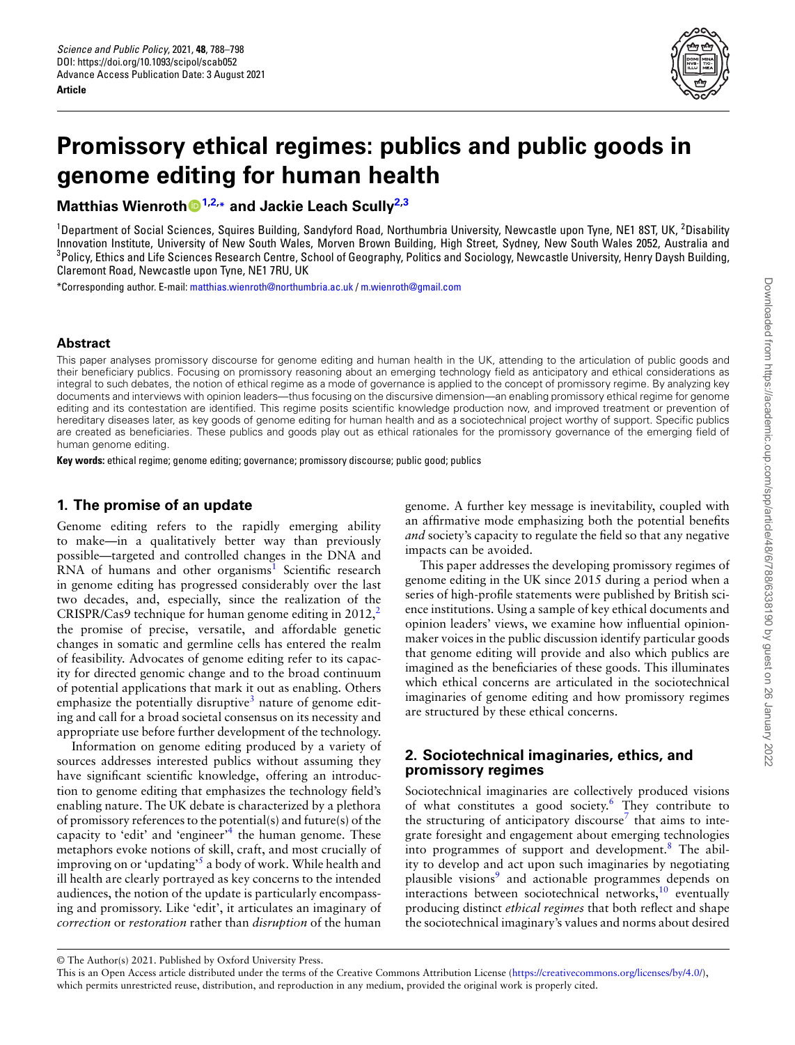*Science and Public Policy*, 2021, **48**, 788–798
DOI: https://doi.org/10.1093/scipol/scab052
Advance Access Publication Date: 3 August 2021
**Article**

# Promissory ethical regimes: publics and public goods in genome editing for human health

**Matthias Wienroth[1,2,*] and Jackie Leach Scully[2,3]**

[1]Department of Social Sciences, Squires Building, Sandyford Road, Northumbria University, Newcastle upon Tyne, NE1 8ST, UK, [2]Disability Innovation Institute, University of New South Wales, Morven Brown Building, High Street, Sydney, New South Wales 2052, Australia and [3]Policy, Ethics and Life Sciences Research Centre, School of Geography, Politics and Sociology, Newcastle University, Henry Daysh Building, Claremont Road, Newcastle upon Tyne, NE1 7RU, UK

*Corresponding author. E-mail: matthias.wienroth@northumbria.ac.uk / m.wienroth@gmail.com

## Abstract

This paper analyses promissory discourse for genome editing and human health in the UK, attending to the articulation of public goods and their beneficiary publics. Focusing on promissory reasoning about an emerging technology field as anticipatory and ethical considerations as integral to such debates, the notion of ethical regime as a mode of governance is applied to the concept of promissory regime. By analyzing key documents and interviews with opinion leaders—thus focusing on the discursive dimension—an enabling promissory ethical regime for genome editing and its contestation are identified. This regime posits scientific knowledge production now, and improved treatment or prevention of hereditary diseases later, as key goods of genome editing for human health and as a sociotechnical project worthy of support. Specific publics are created as beneficiaries. These publics and goods play out as ethical rationales for the promissory governance of the emerging field of human genome editing.

**Key words:** ethical regime; genome editing; governance; promissory discourse; public good; publics

## 1. The promise of an update

Genome editing refers to the rapidly emerging ability to make—in a qualitatively better way than previously possible—targeted and controlled changes in the DNA and RNA of humans and other organisms[1] Scientific research in genome editing has progressed considerably over the last two decades, and, especially, since the realization of the CRISPR/Cas9 technique for human genome editing in 2012,[2] the promise of precise, versatile, and affordable genetic changes in somatic and germline cells has entered the realm of feasibility. Advocates of genome editing refer to its capacity for directed genomic change and to the broad continuum of potential applications that mark it out as enabling. Others emphasize the potentially disruptive[3] nature of genome editing and call for a broad societal consensus on its necessity and appropriate use before further development of the technology.

Information on genome editing produced by a variety of sources addresses interested publics without assuming they have significant scientific knowledge, offering an introduction to genome editing that emphasizes the technology field's enabling nature. The UK debate is characterized by a plethora of promissory references to the potential(s) and future(s) of the capacity to 'edit' and 'engineer'[4] the human genome. These metaphors evoke notions of skill, craft, and most crucially of improving on or 'updating'[5] a body of work. While health and ill health are clearly portrayed as key concerns to the intended audiences, the notion of the update is particularly encompassing and promissory. Like 'edit', it articulates an imaginary of *correction* or *restoration* rather than *disruption* of the human genome. A further key message is inevitability, coupled with an affirmative mode emphasizing both the potential benefits *and* society's capacity to regulate the field so that any negative impacts can be avoided.

This paper addresses the developing promissory regimes of genome editing in the UK since 2015 during a period when a series of high-profile statements were published by British science institutions. Using a sample of key ethical documents and opinion leaders' views, we examine how influential opinion-maker voices in the public discussion identify particular goods that genome editing will provide and also which publics are imagined as the beneficiaries of these goods. This illuminates which ethical concerns are articulated in the sociotechnical imaginaries of genome editing and how promissory regimes are structured by these ethical concerns.

## 2. Sociotechnical imaginaries, ethics, and promissory regimes

Sociotechnical imaginaries are collectively produced visions of what constitutes a good society.[6] They contribute to the structuring of anticipatory discourse[7] that aims to integrate foresight and engagement about emerging technologies into programmes of support and development.[8] The ability to develop and act upon such imaginaries by negotiating plausible visions[9] and actionable programmes depends on interactions between sociotechnical networks,[10] eventually producing distinct *ethical regimes* that both reflect and shape the sociotechnical imaginary's values and norms about desired

© The Author(s) 2021. Published by Oxford University Press.
This is an Open Access article distributed under the terms of the Creative Commons Attribution License (https://creativecommons.org/licenses/by/4.0/), which permits unrestricted reuse, distribution, and reproduction in any medium, provided the original work is properly cited.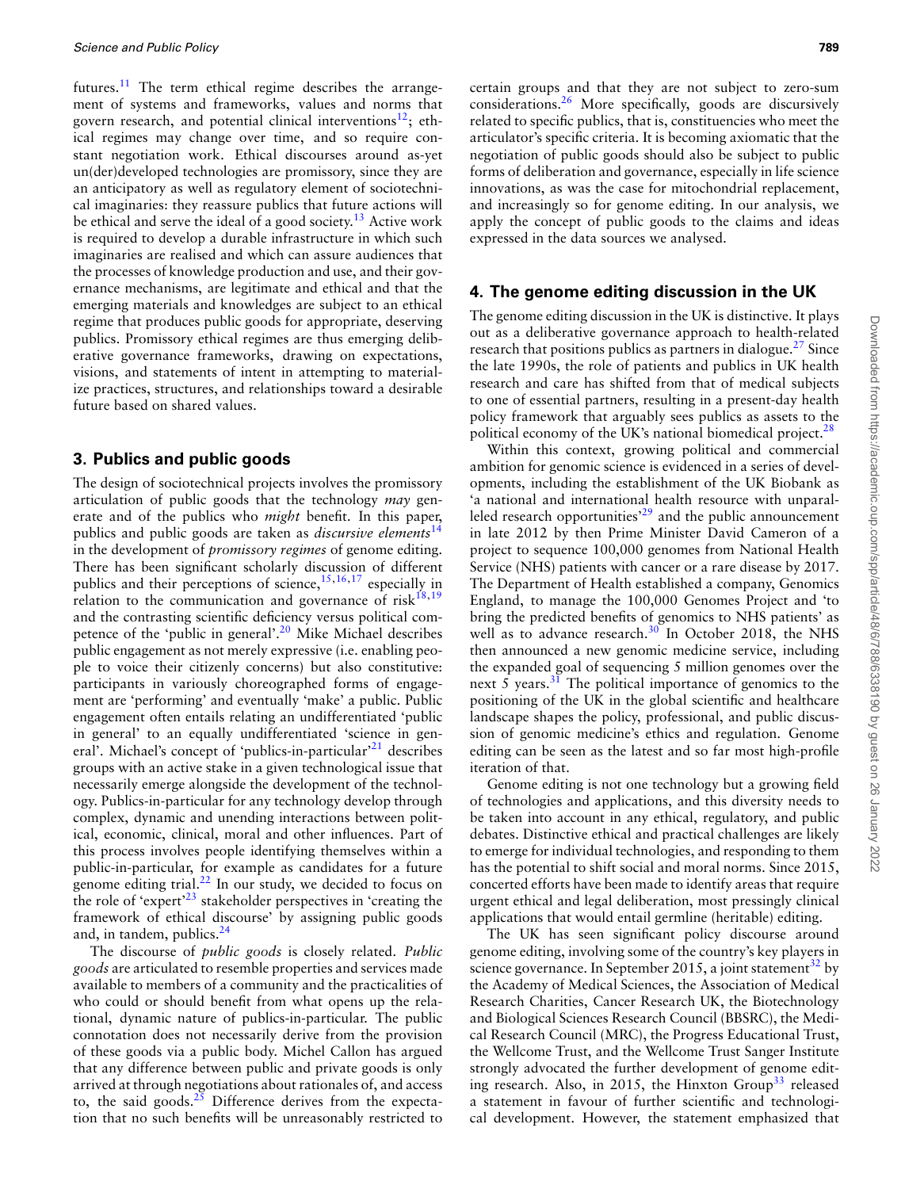futures.[11] The term ethical regime describes the arrangement of systems and frameworks, values and norms that govern research, and potential clinical interventions[12]; ethical regimes may change over time, and so require constant negotiation work. Ethical discourses around as-yet un(der)developed technologies are promissory, since they are an anticipatory as well as regulatory element of sociotechnical imaginaries: they reassure publics that future actions will be ethical and serve the ideal of a good society.[13] Active work is required to develop a durable infrastructure in which such imaginaries are realised and which can assure audiences that the processes of knowledge production and use, and their governance mechanisms, are legitimate and ethical and that the emerging materials and knowledges are subject to an ethical regime that produces public goods for appropriate, deserving publics. Promissory ethical regimes are thus emerging deliberative governance frameworks, drawing on expectations, visions, and statements of intent in attempting to materialize practices, structures, and relationships toward a desirable future based on shared values.

## 3. Publics and public goods

The design of sociotechnical projects involves the promissory articulation of public goods that the technology *may* generate and of the publics who *might* benefit. In this paper, publics and public goods are taken as *discursive elements*[14] in the development of *promissory regimes* of genome editing. There has been significant scholarly discussion of different publics and their perceptions of science,[15,16,17] especially in relation to the communication and governance of risk[18,19] and the contrasting scientific deficiency versus political competence of the 'public in general'.[20] Mike Michael describes public engagement as not merely expressive (i.e. enabling people to voice their citizenly concerns) but also constitutive: participants in variously choreographed forms of engagement are 'performing' and eventually 'make' a public. Public engagement often entails relating an undifferentiated 'public in general' to an equally undifferentiated 'science in general'. Michael's concept of 'publics-in-particular'[21] describes groups with an active stake in a given technological issue that necessarily emerge alongside the development of the technology. Publics-in-particular for any technology develop through complex, dynamic and unending interactions between political, economic, clinical, moral and other influences. Part of this process involves people identifying themselves within a public-in-particular, for example as candidates for a future genome editing trial.[22] In our study, we decided to focus on the role of 'expert'[23] stakeholder perspectives in 'creating the framework of ethical discourse' by assigning public goods and, in tandem, publics.[24]

The discourse of *public goods* is closely related. *Public goods* are articulated to resemble properties and services made available to members of a community and the practicalities of who could or should benefit from what opens up the relational, dynamic nature of publics-in-particular. The public connotation does not necessarily derive from the provision of these goods via a public body. Michel Callon has argued that any difference between public and private goods is only arrived at through negotiations about rationales of, and access to, the said goods.[25] Difference derives from the expectation that no such benefits will be unreasonably restricted to certain groups and that they are not subject to zero-sum considerations.[26] More specifically, goods are discursively related to specific publics, that is, constituencies who meet the articulator's specific criteria. It is becoming axiomatic that the negotiation of public goods should also be subject to public forms of deliberation and governance, especially in life science innovations, as was the case for mitochondrial replacement, and increasingly so for genome editing. In our analysis, we apply the concept of public goods to the claims and ideas expressed in the data sources we analysed.

## 4. The genome editing discussion in the UK

The genome editing discussion in the UK is distinctive. It plays out as a deliberative governance approach to health-related research that positions publics as partners in dialogue.[27] Since the late 1990s, the role of patients and publics in UK health research and care has shifted from that of medical subjects to one of essential partners, resulting in a present-day health policy framework that arguably sees publics as assets to the political economy of the UK's national biomedical project.[28]

Within this context, growing political and commercial ambition for genomic science is evidenced in a series of developments, including the establishment of the UK Biobank as 'a national and international health resource with unparalleled research opportunities'[29] and the public announcement in late 2012 by then Prime Minister David Cameron of a project to sequence 100,000 genomes from National Health Service (NHS) patients with cancer or a rare disease by 2017. The Department of Health established a company, Genomics England, to manage the 100,000 Genomes Project and 'to bring the predicted benefits of genomics to NHS patients' as well as to advance research.[30] In October 2018, the NHS then announced a new genomic medicine service, including the expanded goal of sequencing 5 million genomes over the next 5 years.[31] The political importance of genomics to the positioning of the UK in the global scientific and healthcare landscape shapes the policy, professional, and public discussion of genomic medicine's ethics and regulation. Genome editing can be seen as the latest and so far most high-profile iteration of that.

Genome editing is not one technology but a growing field of technologies and applications, and this diversity needs to be taken into account in any ethical, regulatory, and public debates. Distinctive ethical and practical challenges are likely to emerge for individual technologies, and responding to them has the potential to shift social and moral norms. Since 2015, concerted efforts have been made to identify areas that require urgent ethical and legal deliberation, most pressingly clinical applications that would entail germline (heritable) editing.

The UK has seen significant policy discourse around genome editing, involving some of the country's key players in science governance. In September 2015, a joint statement[32] by the Academy of Medical Sciences, the Association of Medical Research Charities, Cancer Research UK, the Biotechnology and Biological Sciences Research Council (BBSRC), the Medical Research Council (MRC), the Progress Educational Trust, the Wellcome Trust, and the Wellcome Trust Sanger Institute strongly advocated the further development of genome editing research. Also, in 2015, the Hinxton Group[33] released a statement in favour of further scientific and technological development. However, the statement emphasized that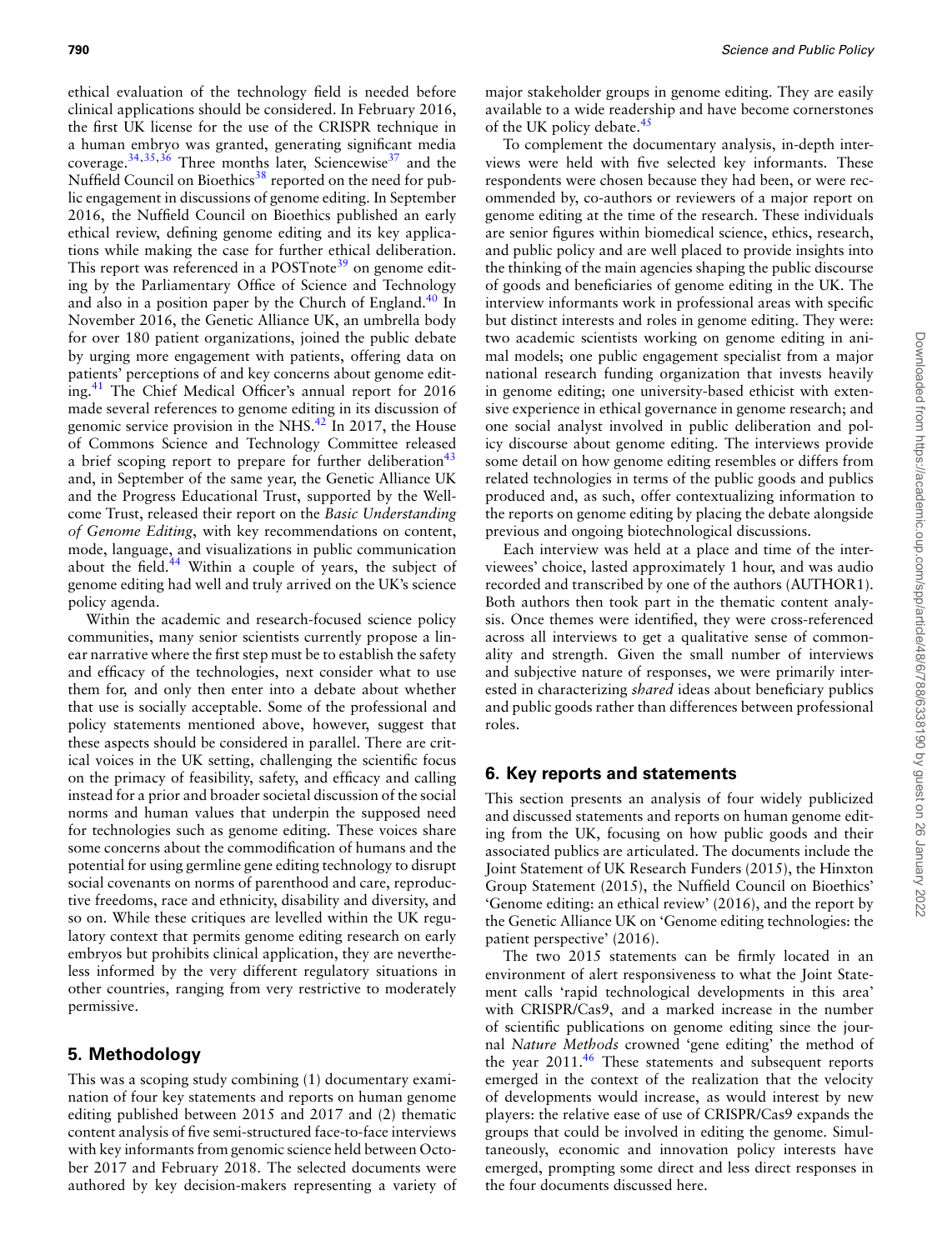ethical evaluation of the technology field is needed before clinical applications should be considered. In February 2016, the first UK license for the use of the CRISPR technique in a human embryo was granted, generating significant media coverage.[34,35,36] Three months later, Sciencewise[37] and the Nuffield Council on Bioethics[38] reported on the need for public engagement in discussions of genome editing. In September 2016, the Nuffield Council on Bioethics published an early ethical review, defining genome editing and its key applications while making the case for further ethical deliberation. This report was referenced in a POSTnote[39] on genome editing by the Parliamentary Office of Science and Technology and also in a position paper by the Church of England.[40] In November 2016, the Genetic Alliance UK, an umbrella body for over 180 patient organizations, joined the public debate by urging more engagement with patients, offering data on patients' perceptions of and key concerns about genome editing.[41] The Chief Medical Officer's annual report for 2016 made several references to genome editing in its discussion of genomic service provision in the NHS.[42] In 2017, the House of Commons Science and Technology Committee released a brief scoping report to prepare for further deliberation[43] and, in September of the same year, the Genetic Alliance UK and the Progress Educational Trust, supported by the Wellcome Trust, released their report on the *Basic Understanding of Genome Editing*, with key recommendations on content, mode, language, and visualizations in public communication about the field.[44] Within a couple of years, the subject of genome editing had well and truly arrived on the UK's science policy agenda.

Within the academic and research-focused science policy communities, many senior scientists currently propose a linear narrative where the first step must be to establish the safety and efficacy of the technologies, next consider what to use them for, and only then enter into a debate about whether that use is socially acceptable. Some of the professional and policy statements mentioned above, however, suggest that these aspects should be considered in parallel. There are critical voices in the UK setting, challenging the scientific focus on the primacy of feasibility, safety, and efficacy and calling instead for a prior and broader societal discussion of the social norms and human values that underpin the supposed need for technologies such as genome editing. These voices share some concerns about the commodification of humans and the potential for using germline gene editing technology to disrupt social covenants on norms of parenthood and care, reproductive freedoms, race and ethnicity, disability and diversity, and so on. While these critiques are levelled within the UK regulatory context that permits genome editing research on early embryos but prohibits clinical application, they are nevertheless informed by the very different regulatory situations in other countries, ranging from very restrictive to moderately permissive.

## 5. Methodology

This was a scoping study combining (1) documentary examination of four key statements and reports on human genome editing published between 2015 and 2017 and (2) thematic content analysis of five semi-structured face-to-face interviews with key informants from genomic science held between October 2017 and February 2018. The selected documents were authored by key decision-makers representing a variety of major stakeholder groups in genome editing. They are easily available to a wide readership and have become cornerstones of the UK policy debate.[45]

To complement the documentary analysis, in-depth interviews were held with five selected key informants. These respondents were chosen because they had been, or were recommended by, co-authors or reviewers of a major report on genome editing at the time of the research. These individuals are senior figures within biomedical science, ethics, research, and public policy and are well placed to provide insights into the thinking of the main agencies shaping the public discourse of goods and beneficiaries of genome editing in the UK. The interview informants work in professional areas with specific but distinct interests and roles in genome editing. They were: two academic scientists working on genome editing in animal models; one public engagement specialist from a major national research funding organization that invests heavily in genome editing; one university-based ethicist with extensive experience in ethical governance in genome research; and one social analyst involved in public deliberation and policy discourse about genome editing. The interviews provide some detail on how genome editing resembles or differs from related technologies in terms of the public goods and publics produced and, as such, offer contextualizing information to the reports on genome editing by placing the debate alongside previous and ongoing biotechnological discussions.

Each interview was held at a place and time of the interviewees' choice, lasted approximately 1 hour, and was audio recorded and transcribed by one of the authors (AUTHOR1). Both authors then took part in the thematic content analysis. Once themes were identified, they were cross-referenced across all interviews to get a qualitative sense of commonality and strength. Given the small number of interviews and subjective nature of responses, we were primarily interested in characterizing *shared* ideas about beneficiary publics and public goods rather than differences between professional roles.

## 6. Key reports and statements

This section presents an analysis of four widely publicized and discussed statements and reports on human genome editing from the UK, focusing on how public goods and their associated publics are articulated. The documents include the Joint Statement of UK Research Funders (2015), the Hinxton Group Statement (2015), the Nuffield Council on Bioethics' 'Genome editing: an ethical review' (2016), and the report by the Genetic Alliance UK on 'Genome editing technologies: the patient perspective' (2016).

The two 2015 statements can be firmly located in an environment of alert responsiveness to what the Joint Statement calls 'rapid technological developments in this area' with CRISPR/Cas9, and a marked increase in the number of scientific publications on genome editing since the journal *Nature Methods* crowned 'gene editing' the method of the year 2011.[46] These statements and subsequent reports emerged in the context of the realization that the velocity of developments would increase, as would interest by new players: the relative ease of use of CRISPR/Cas9 expands the groups that could be involved in editing the genome. Simultaneously, economic and innovation policy interests have emerged, prompting some direct and less direct responses in the four documents discussed here.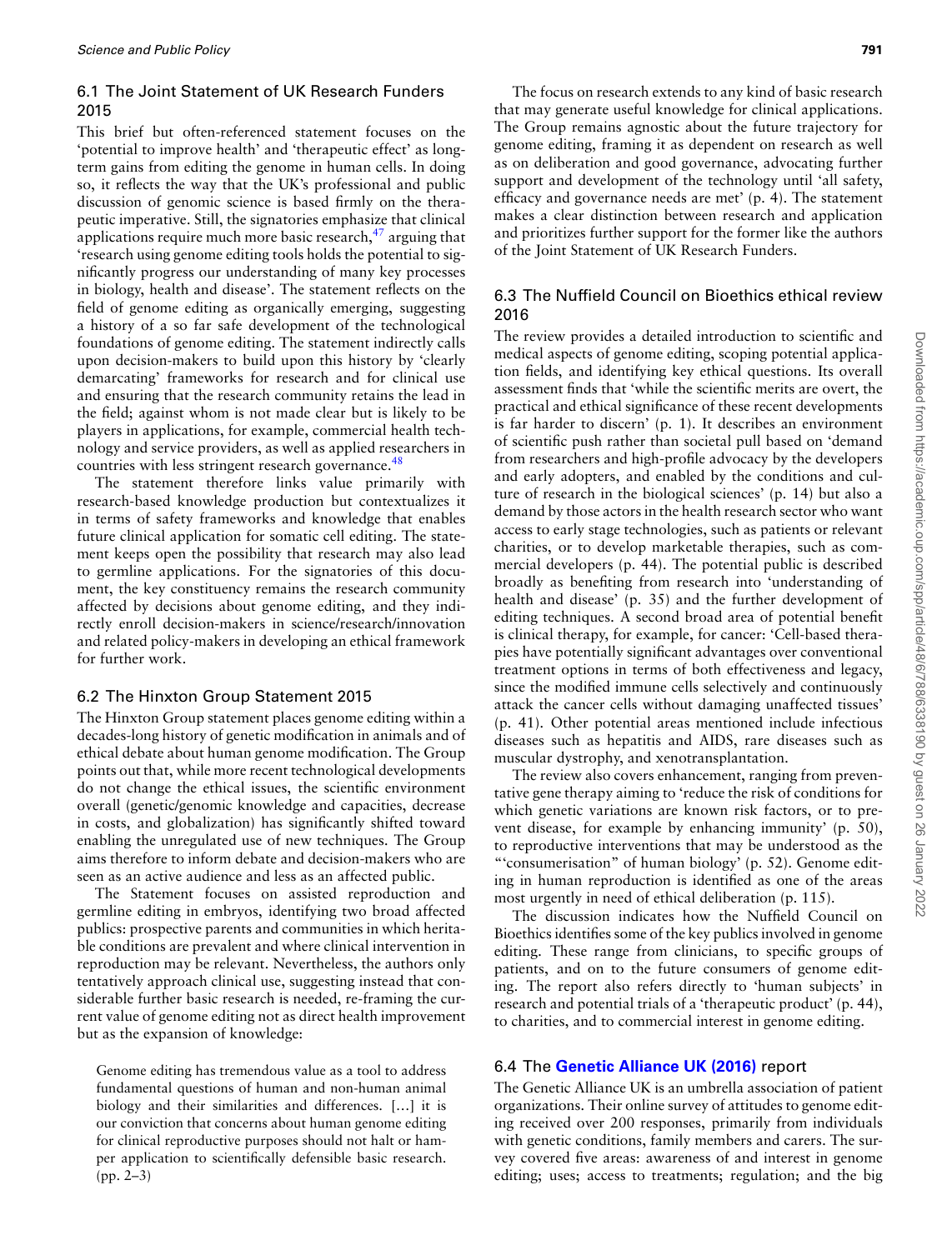## 6.1 The Joint Statement of UK Research Funders 2015

This brief but often-referenced statement focuses on the 'potential to improve health' and 'therapeutic effect' as long-term gains from editing the genome in human cells. In doing so, it reflects the way that the UK's professional and public discussion of genomic science is based firmly on the therapeutic imperative. Still, the signatories emphasize that clinical applications require much more basic research,[47] arguing that 'research using genome editing tools holds the potential to significantly progress our understanding of many key processes in biology, health and disease'. The statement reflects on the field of genome editing as organically emerging, suggesting a history of a so far safe development of the technological foundations of genome editing. The statement indirectly calls upon decision-makers to build upon this history by 'clearly demarcating' frameworks for research and for clinical use and ensuring that the research community retains the lead in the field; against whom is not made clear but is likely to be players in applications, for example, commercial health technology and service providers, as well as applied researchers in countries with less stringent research governance.[48]

The statement therefore links value primarily with research-based knowledge production but contextualizes it in terms of safety frameworks and knowledge that enables future clinical application for somatic cell editing. The statement keeps open the possibility that research may also lead to germline applications. For the signatories of this document, the key constituency remains the research community affected by decisions about genome editing, and they indirectly enroll decision-makers in science/research/innovation and related policy-makers in developing an ethical framework for further work.

## 6.2 The Hinxton Group Statement 2015

The Hinxton Group statement places genome editing within a decades-long history of genetic modification in animals and of ethical debate about human genome modification. The Group points out that, while more recent technological developments do not change the ethical issues, the scientific environment overall (genetic/genomic knowledge and capacities, decrease in costs, and globalization) has significantly shifted toward enabling the unregulated use of new techniques. The Group aims therefore to inform debate and decision-makers who are seen as an active audience and less as an affected public.

The Statement focuses on assisted reproduction and germline editing in embryos, identifying two broad affected publics: prospective parents and communities in which heritable conditions are prevalent and where clinical intervention in reproduction may be relevant. Nevertheless, the authors only tentatively approach clinical use, suggesting instead that considerable further basic research is needed, re-framing the current value of genome editing not as direct health improvement but as the expansion of knowledge:

> Genome editing has tremendous value as a tool to address fundamental questions of human and non-human animal biology and their similarities and differences. […] it is our conviction that concerns about human genome editing for clinical reproductive purposes should not halt or hamper application to scientifically defensible basic research. (pp. 2–3)

The focus on research extends to any kind of basic research that may generate useful knowledge for clinical applications. The Group remains agnostic about the future trajectory for genome editing, framing it as dependent on research as well as on deliberation and good governance, advocating further support and development of the technology until 'all safety, efficacy and governance needs are met' (p. 4). The statement makes a clear distinction between research and application and prioritizes further support for the former like the authors of the Joint Statement of UK Research Funders.

## 6.3 The Nuffield Council on Bioethics ethical review 2016

The review provides a detailed introduction to scientific and medical aspects of genome editing, scoping potential application fields, and identifying key ethical questions. Its overall assessment finds that 'while the scientific merits are overt, the practical and ethical significance of these recent developments is far harder to discern' (p. 1). It describes an environment of scientific push rather than societal pull based on 'demand from researchers and high-profile advocacy by the developers and early adopters, and enabled by the conditions and culture of research in the biological sciences' (p. 14) but also a demand by those actors in the health research sector who want access to early stage technologies, such as patients or relevant charities, or to develop marketable therapies, such as commercial developers (p. 44). The potential public is described broadly as benefiting from research into 'understanding of health and disease' (p. 35) and the further development of editing techniques. A second broad area of potential benefit is clinical therapy, for example, for cancer: 'Cell-based therapies have potentially significant advantages over conventional treatment options in terms of both effectiveness and legacy, since the modified immune cells selectively and continuously attack the cancer cells without damaging unaffected tissues' (p. 41). Other potential areas mentioned include infectious diseases such as hepatitis and AIDS, rare diseases such as muscular dystrophy, and xenotransplantation.

The review also covers enhancement, ranging from preventative gene therapy aiming to 'reduce the risk of conditions for which genetic variations are known risk factors, or to prevent disease, for example by enhancing immunity' (p. 50), to reproductive interventions that may be understood as the "'consumerisation" of human biology' (p. 52). Genome editing in human reproduction is identified as one of the areas most urgently in need of ethical deliberation (p. 115).

The discussion indicates how the Nuffield Council on Bioethics identifies some of the key publics involved in genome editing. These range from clinicians, to specific groups of patients, and on to the future consumers of genome editing. The report also refers directly to 'human subjects' in research and potential trials of a 'therapeutic product' (p. 44), to charities, and to commercial interest in genome editing.

## 6.4 The Genetic Alliance UK (2016) report

The Genetic Alliance UK is an umbrella association of patient organizations. Their online survey of attitudes to genome editing received over 200 responses, primarily from individuals with genetic conditions, family members and carers. The survey covered five areas: awareness of and interest in genome editing; uses; access to treatments; regulation; and the big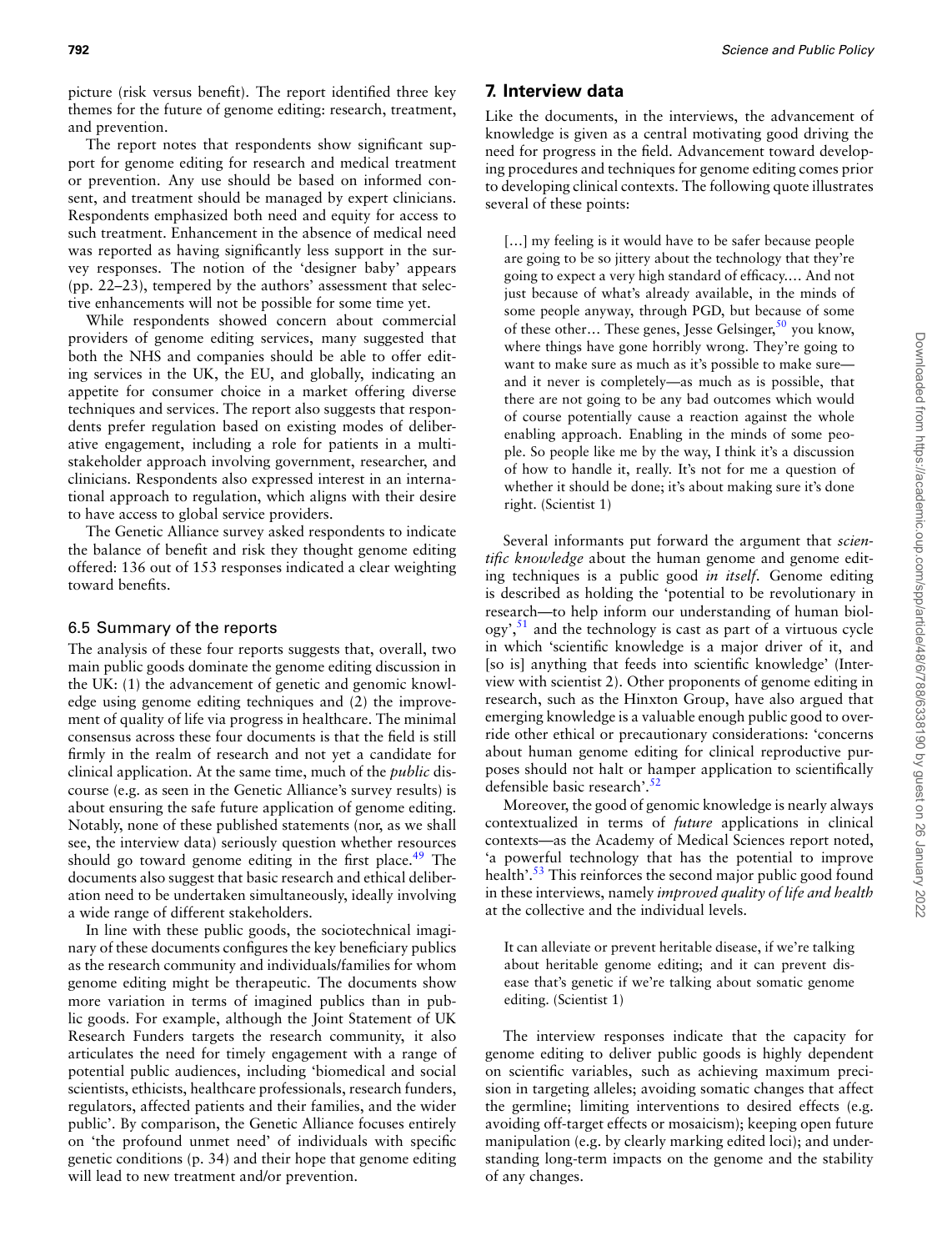picture (risk versus benefit). The report identified three key themes for the future of genome editing: research, treatment, and prevention.

The report notes that respondents show significant support for genome editing for research and medical treatment or prevention. Any use should be based on informed consent, and treatment should be managed by expert clinicians. Respondents emphasized both need and equity for access to such treatment. Enhancement in the absence of medical need was reported as having significantly less support in the survey responses. The notion of the 'designer baby' appears (pp. 22–23), tempered by the authors' assessment that selective enhancements will not be possible for some time yet.

While respondents showed concern about commercial providers of genome editing services, many suggested that both the NHS and companies should be able to offer editing services in the UK, the EU, and globally, indicating an appetite for consumer choice in a market offering diverse techniques and services. The report also suggests that respondents prefer regulation based on existing modes of deliberative engagement, including a role for patients in a multistakeholder approach involving government, researcher, and clinicians. Respondents also expressed interest in an international approach to regulation, which aligns with their desire to have access to global service providers.

The Genetic Alliance survey asked respondents to indicate the balance of benefit and risk they thought genome editing offered: 136 out of 153 responses indicated a clear weighting toward benefits.

### 6.5 Summary of the reports

The analysis of these four reports suggests that, overall, two main public goods dominate the genome editing discussion in the UK: (1) the advancement of genetic and genomic knowledge using genome editing techniques and (2) the improvement of quality of life via progress in healthcare. The minimal consensus across these four documents is that the field is still firmly in the realm of research and not yet a candidate for clinical application. At the same time, much of the *public* discourse (e.g. as seen in the Genetic Alliance's survey results) is about ensuring the safe future application of genome editing. Notably, none of these published statements (nor, as we shall see, the interview data) seriously question whether resources should go toward genome editing in the first place.[49] The documents also suggest that basic research and ethical deliberation need to be undertaken simultaneously, ideally involving a wide range of different stakeholders.

In line with these public goods, the sociotechnical imaginary of these documents configures the key beneficiary publics as the research community and individuals/families for whom genome editing might be therapeutic. The documents show more variation in terms of imagined publics than in public goods. For example, although the Joint Statement of UK Research Funders targets the research community, it also articulates the need for timely engagement with a range of potential public audiences, including 'biomedical and social scientists, ethicists, healthcare professionals, research funders, regulators, affected patients and their families, and the wider public'. By comparison, the Genetic Alliance focuses entirely on 'the profound unmet need' of individuals with specific genetic conditions (p. 34) and their hope that genome editing will lead to new treatment and/or prevention.

## 7. Interview data

Like the documents, in the interviews, the advancement of knowledge is given as a central motivating good driving the need for progress in the field. Advancement toward developing procedures and techniques for genome editing comes prior to developing clinical contexts. The following quote illustrates several of these points:

> […] my feeling is it would have to be safer because people are going to be so jittery about the technology that they're going to expect a very high standard of efficacy.… And not just because of what's already available, in the minds of some people anyway, through PGD, but because of some of these other… These genes, Jesse Gelsinger,[50] you know, where things have gone horribly wrong. They're going to want to make sure as much as it's possible to make sure—and it never is completely—as much as is possible, that there are not going to be any bad outcomes which would of course potentially cause a reaction against the whole enabling approach. Enabling in the minds of some people. So people like me by the way, I think it's a discussion of how to handle it, really. It's not for me a question of whether it should be done; it's about making sure it's done right. (Scientist 1)

Several informants put forward the argument that *scientific knowledge* about the human genome and genome editing techniques is a public good *in itself*. Genome editing is described as holding the 'potential to be revolutionary in research—to help inform our understanding of human biology',[51] and the technology is cast as part of a virtuous cycle in which 'scientific knowledge is a major driver of it, and [so is] anything that feeds into scientific knowledge' (Interview with scientist 2). Other proponents of genome editing in research, such as the Hinxton Group, have also argued that emerging knowledge is a valuable enough public good to override other ethical or precautionary considerations: 'concerns about human genome editing for clinical reproductive purposes should not halt or hamper application to scientifically defensible basic research'.[52]

Moreover, the good of genomic knowledge is nearly always contextualized in terms of *future* applications in clinical contexts—as the Academy of Medical Sciences report noted, 'a powerful technology that has the potential to improve health'.[53] This reinforces the second major public good found in these interviews, namely *improved quality of life and health* at the collective and the individual levels.

> It can alleviate or prevent heritable disease, if we're talking about heritable genome editing; and it can prevent disease that's genetic if we're talking about somatic genome editing. (Scientist 1)

The interview responses indicate that the capacity for genome editing to deliver public goods is highly dependent on scientific variables, such as achieving maximum precision in targeting alleles; avoiding somatic changes that affect the germline; limiting interventions to desired effects (e.g. avoiding off-target effects or mosaicism); keeping open future manipulation (e.g. by clearly marking edited loci); and understanding long-term impacts on the genome and the stability of any changes.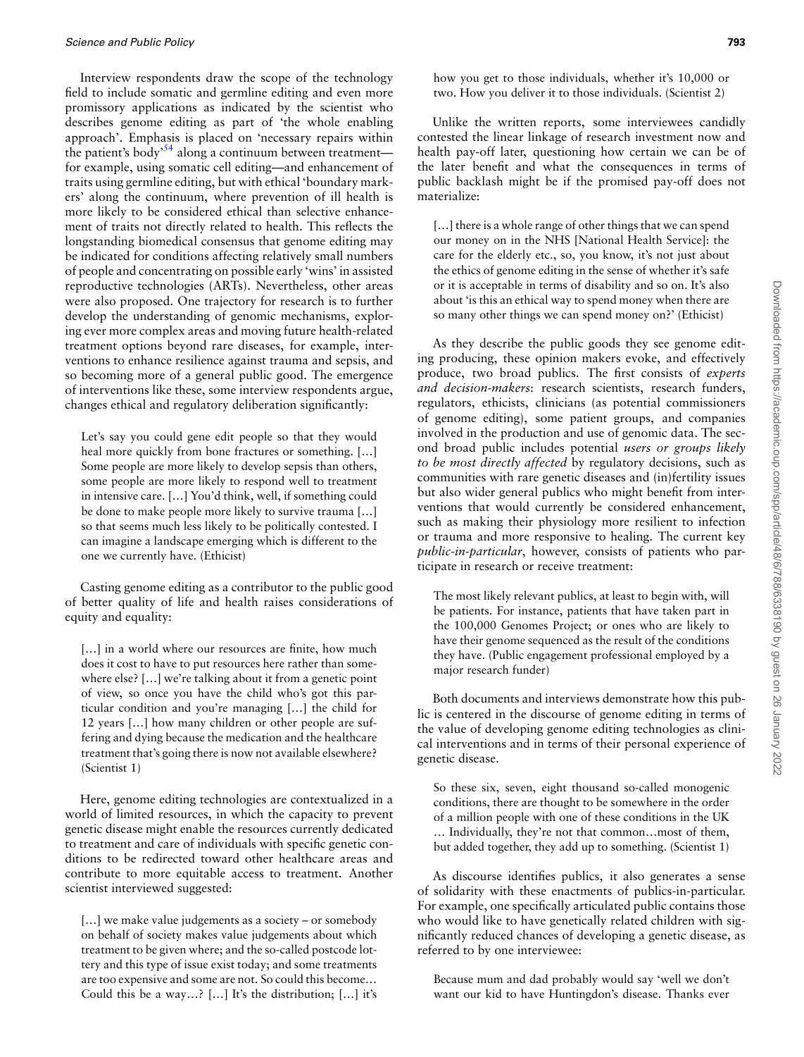Interview respondents draw the scope of the technology field to include somatic and germline editing and even more promissory applications as indicated by the scientist who describes genome editing as part of 'the whole enabling approach'. Emphasis is placed on 'necessary repairs within the patient's body'[54] along a continuum between treatment—for example, using somatic cell editing—and enhancement of traits using germline editing, but with ethical 'boundary markers' along the continuum, where prevention of ill health is more likely to be considered ethical than selective enhancement of traits not directly related to health. This reflects the longstanding biomedical consensus that genome editing may be indicated for conditions affecting relatively small numbers of people and concentrating on possible early 'wins' in assisted reproductive technologies (ARTs). Nevertheless, other areas were also proposed. One trajectory for research is to further develop the understanding of genomic mechanisms, exploring ever more complex areas and moving future health-related treatment options beyond rare diseases, for example, interventions to enhance resilience against trauma and sepsis, and so becoming more of a general public good. The emergence of interventions like these, some interview respondents argue, changes ethical and regulatory deliberation significantly:

> Let's say you could gene edit people so that they would heal more quickly from bone fractures or something. […] Some people are more likely to develop sepsis than others, some people are more likely to respond well to treatment in intensive care. […] You'd think, well, if something could be done to make people more likely to survive trauma […] so that seems much less likely to be politically contested. I can imagine a landscape emerging which is different to the one we currently have. (Ethicist)

Casting genome editing as a contributor to the public good of better quality of life and health raises considerations of equity and equality:

> […] in a world where our resources are finite, how much does it cost to have to put resources here rather than somewhere else? […] we're talking about it from a genetic point of view, so once you have the child who's got this particular condition and you're managing […] the child for 12 years […] how many children or other people are suffering and dying because the medication and the healthcare treatment that's going there is now not available elsewhere? (Scientist 1)

Here, genome editing technologies are contextualized in a world of limited resources, in which the capacity to prevent genetic disease might enable the resources currently dedicated to treatment and care of individuals with specific genetic conditions to be redirected toward other healthcare areas and contribute to more equitable access to treatment. Another scientist interviewed suggested:

> […] we make value judgements as a society – or somebody on behalf of society makes value judgements about which treatment to be given where; and the so-called postcode lottery and this type of issue exist today; and some treatments are too expensive and some are not. So could this become… Could this be a way…? […] It's the distribution; […] it's how you get to those individuals, whether it's 10,000 or two. How you deliver it to those individuals. (Scientist 2)

Unlike the written reports, some interviewees candidly contested the linear linkage of research investment now and health pay-off later, questioning how certain we can be of the later benefit and what the consequences in terms of public backlash might be if the promised pay-off does not materialize:

> […] there is a whole range of other things that we can spend our money on in the NHS [National Health Service]: the care for the elderly etc., so, you know, it's not just about the ethics of genome editing in the sense of whether it's safe or it is acceptable in terms of disability and so on. It's also about 'is this an ethical way to spend money when there are so many other things we can spend money on?' (Ethicist)

As they describe the public goods they see genome editing producing, these opinion makers evoke, and effectively produce, two broad publics. The first consists of *experts and decision-makers*: research scientists, research funders, regulators, ethicists, clinicians (as potential commissioners of genome editing), some patient groups, and companies involved in the production and use of genomic data. The second broad public includes potential *users or groups likely to be most directly affected* by regulatory decisions, such as communities with rare genetic diseases and (in)fertility issues but also wider general publics who might benefit from interventions that would currently be considered enhancement, such as making their physiology more resilient to infection or trauma and more responsive to healing. The current key *public-in-particular*, however, consists of patients who participate in research or receive treatment:

> The most likely relevant publics, at least to begin with, will be patients. For instance, patients that have taken part in the 100,000 Genomes Project; or ones who are likely to have their genome sequenced as the result of the conditions they have. (Public engagement professional employed by a major research funder)

Both documents and interviews demonstrate how this public is centered in the discourse of genome editing in terms of the value of developing genome editing technologies as clinical interventions and in terms of their personal experience of genetic disease.

> So these six, seven, eight thousand so-called monogenic conditions, there are thought to be somewhere in the order of a million people with one of these conditions in the UK … Individually, they're not that common…most of them, but added together, they add up to something. (Scientist 1)

As discourse identifies publics, it also generates a sense of solidarity with these enactments of publics-in-particular. For example, one specifically articulated public contains those who would like to have genetically related children with significantly reduced chances of developing a genetic disease, as referred to by one interviewee:

> Because mum and dad probably would say 'well we don't want our kid to have Huntingdon's disease. Thanks ever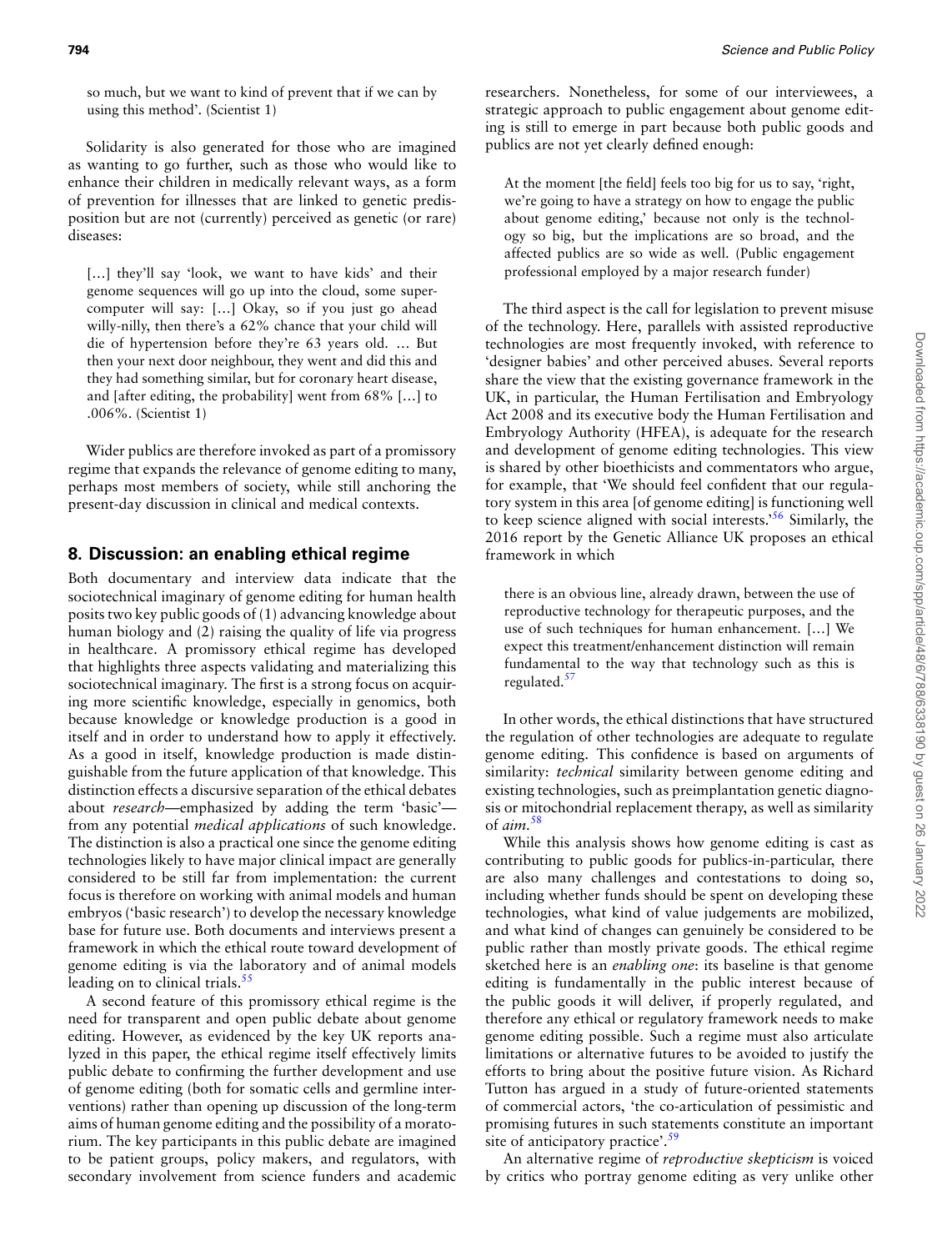so much, but we want to kind of prevent that if we can by using this method'. (Scientist 1)

Solidarity is also generated for those who are imagined as wanting to go further, such as those who would like to enhance their children in medically relevant ways, as a form of prevention for illnesses that are linked to genetic predisposition but are not (currently) perceived as genetic (or rare) diseases:

> [...] they'll say 'look, we want to have kids' and their genome sequences will go up into the cloud, some supercomputer will say: [...] Okay, so if you just go ahead willy-nilly, then there's a 62% chance that your child will die of hypertension before they're 63 years old. ... But then your next door neighbour, they went and did this and they had something similar, but for coronary heart disease, and [after editing, the probability] went from 68% [...] to .006%. (Scientist 1)

Wider publics are therefore invoked as part of a promissory regime that expands the relevance of genome editing to many, perhaps most members of society, while still anchoring the present-day discussion in clinical and medical contexts.

## 8. Discussion: an enabling ethical regime

Both documentary and interview data indicate that the sociotechnical imaginary of genome editing for human health posits two key public goods of (1) advancing knowledge about human biology and (2) raising the quality of life via progress in healthcare. A promissory ethical regime has developed that highlights three aspects validating and materializing this sociotechnical imaginary. The first is a strong focus on acquiring more scientific knowledge, especially in genomics, both because knowledge or knowledge production is a good in itself and in order to understand how to apply it effectively. As a good in itself, knowledge production is made distinguishable from the future application of that knowledge. This distinction effects a discursive separation of the ethical debates about *research*—emphasized by adding the term 'basic'—from any potential *medical applications* of such knowledge. The distinction is also a practical one since the genome editing technologies likely to have major clinical impact are generally considered to be still far from implementation: the current focus is therefore on working with animal models and human embryos ('basic research') to develop the necessary knowledge base for future use. Both documents and interviews present a framework in which the ethical route toward development of genome editing is via the laboratory and of animal models leading on to clinical trials.[55]

A second feature of this promissory ethical regime is the need for transparent and open public debate about genome editing. However, as evidenced by the key UK reports analyzed in this paper, the ethical regime itself effectively limits public debate to confirming the further development and use of genome editing (both for somatic cells and germline interventions) rather than opening up discussion of the long-term aims of human genome editing and the possibility of a moratorium. The key participants in this public debate are imagined to be patient groups, policy makers, and regulators, with secondary involvement from science funders and academic researchers. Nonetheless, for some of our interviewees, a strategic approach to public engagement about genome editing is still to emerge in part because both public goods and publics are not yet clearly defined enough:

> At the moment [the field] feels too big for us to say, 'right, we're going to have a strategy on how to engage the public about genome editing,' because not only is the technology so big, but the implications are so broad, and the affected publics are so wide as well. (Public engagement professional employed by a major research funder)

The third aspect is the call for legislation to prevent misuse of the technology. Here, parallels with assisted reproductive technologies are most frequently invoked, with reference to 'designer babies' and other perceived abuses. Several reports share the view that the existing governance framework in the UK, in particular, the Human Fertilisation and Embryology Act 2008 and its executive body the Human Fertilisation and Embryology Authority (HFEA), is adequate for the research and development of genome editing technologies. This view is shared by other bioethicists and commentators who argue, for example, that 'We should feel confident that our regulatory system in this area [of genome editing] is functioning well to keep science aligned with social interests.'[56] Similarly, the 2016 report by the Genetic Alliance UK proposes an ethical framework in which

> there is an obvious line, already drawn, between the use of reproductive technology for therapeutic purposes, and the use of such techniques for human enhancement. [...] We expect this treatment/enhancement distinction will remain fundamental to the way that technology such as this is regulated.[57]

In other words, the ethical distinctions that have structured the regulation of other technologies are adequate to regulate genome editing. This confidence is based on arguments of similarity: *technical* similarity between genome editing and existing technologies, such as preimplantation genetic diagnosis or mitochondrial replacement therapy, as well as similarity of *aim*.[58]

While this analysis shows how genome editing is cast as contributing to public goods for publics-in-particular, there are also many challenges and contestations to doing so, including whether funds should be spent on developing these technologies, what kind of value judgements are mobilized, and what kind of changes can genuinely be considered to be public rather than mostly private goods. The ethical regime sketched here is an *enabling one*: its baseline is that genome editing is fundamentally in the public interest because of the public goods it will deliver, if properly regulated, and therefore any ethical or regulatory framework needs to make genome editing possible. Such a regime must also articulate limitations or alternative futures to be avoided to justify the efforts to bring about the positive future vision. As Richard Tutton has argued in a study of future-oriented statements of commercial actors, 'the co-articulation of pessimistic and promising futures in such statements constitute an important site of anticipatory practice'.[59]

An alternative regime of *reproductive skepticism* is voiced by critics who portray genome editing as very unlike other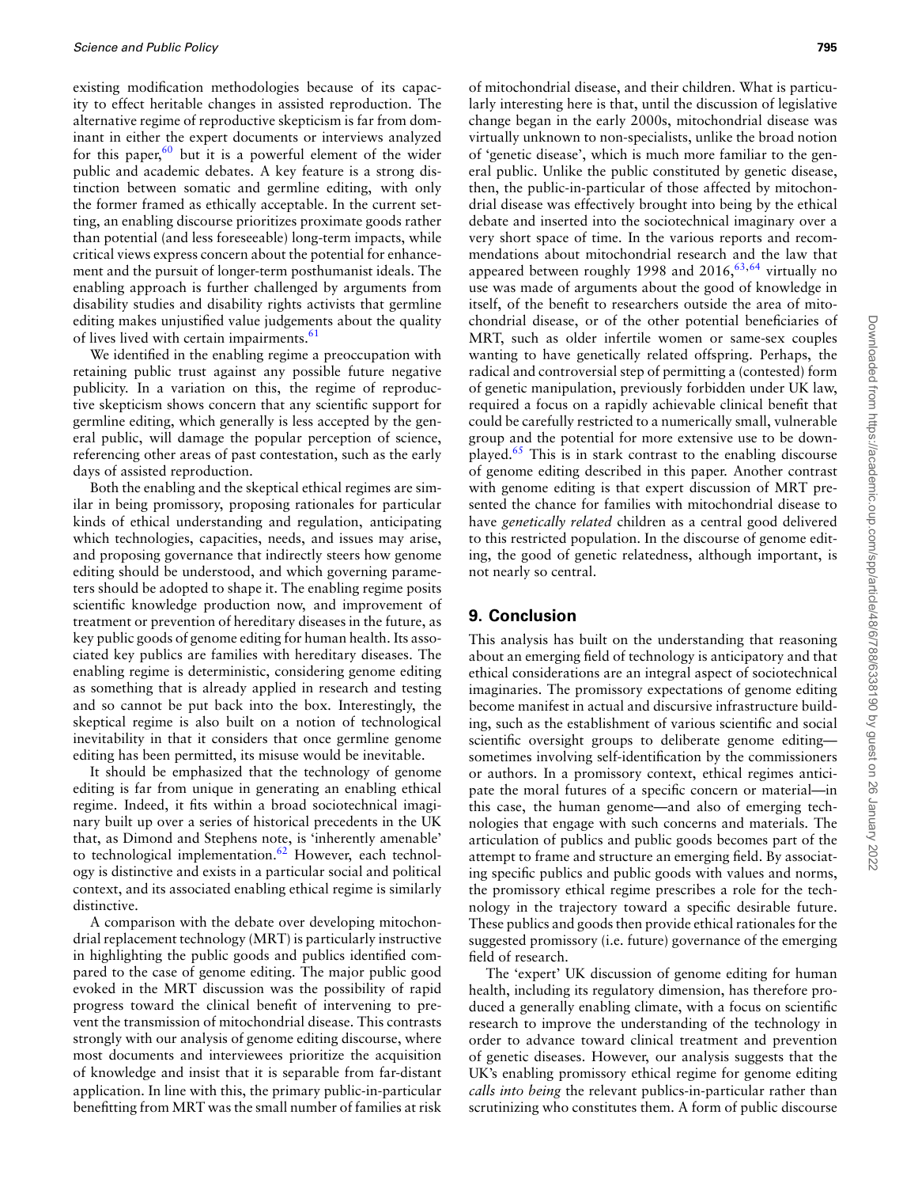existing modification methodologies because of its capacity to effect heritable changes in assisted reproduction. The alternative regime of reproductive skepticism is far from dominant in either the expert documents or interviews analyzed for this paper,[60] but it is a powerful element of the wider public and academic debates. A key feature is a strong distinction between somatic and germline editing, with only the former framed as ethically acceptable. In the current setting, an enabling discourse prioritizes proximate goods rather than potential (and less foreseeable) long-term impacts, while critical views express concern about the potential for enhancement and the pursuit of longer-term posthumanist ideals. The enabling approach is further challenged by arguments from disability studies and disability rights activists that germline editing makes unjustified value judgements about the quality of lives lived with certain impairments.[61]

We identified in the enabling regime a preoccupation with retaining public trust against any possible future negative publicity. In a variation on this, the regime of reproductive skepticism shows concern that any scientific support for germline editing, which generally is less accepted by the general public, will damage the popular perception of science, referencing other areas of past contestation, such as the early days of assisted reproduction.

Both the enabling and the skeptical ethical regimes are similar in being promissory, proposing rationales for particular kinds of ethical understanding and regulation, anticipating which technologies, capacities, needs, and issues may arise, and proposing governance that indirectly steers how genome editing should be understood, and which governing parameters should be adopted to shape it. The enabling regime posits scientific knowledge production now, and improvement of treatment or prevention of hereditary diseases in the future, as key public goods of genome editing for human health. Its associated key publics are families with hereditary diseases. The enabling regime is deterministic, considering genome editing as something that is already applied in research and testing and so cannot be put back into the box. Interestingly, the skeptical regime is also built on a notion of technological inevitability in that it considers that once germline genome editing has been permitted, its misuse would be inevitable.

It should be emphasized that the technology of genome editing is far from unique in generating an enabling ethical regime. Indeed, it fits within a broad sociotechnical imaginary built up over a series of historical precedents in the UK that, as Dimond and Stephens note, is 'inherently amenable' to technological implementation.[62] However, each technology is distinctive and exists in a particular social and political context, and its associated enabling ethical regime is similarly distinctive.

A comparison with the debate over developing mitochondrial replacement technology (MRT) is particularly instructive in highlighting the public goods and publics identified compared to the case of genome editing. The major public good evoked in the MRT discussion was the possibility of rapid progress toward the clinical benefit of intervening to prevent the transmission of mitochondrial disease. This contrasts strongly with our analysis of genome editing discourse, where most documents and interviewees prioritize the acquisition of knowledge and insist that it is separable from far-distant application. In line with this, the primary public-in-particular benefitting from MRT was the small number of families at risk of mitochondrial disease, and their children. What is particularly interesting here is that, until the discussion of legislative change began in the early 2000s, mitochondrial disease was virtually unknown to non-specialists, unlike the broad notion of 'genetic disease', which is much more familiar to the general public. Unlike the public constituted by genetic disease, then, the public-in-particular of those affected by mitochondrial disease was effectively brought into being by the ethical debate and inserted into the sociotechnical imaginary over a very short space of time. In the various reports and recommendations about mitochondrial research and the law that appeared between roughly 1998 and 2016,[63,64] virtually no use was made of arguments about the good of knowledge in itself, of the benefit to researchers outside the area of mitochondrial disease, or of the other potential beneficiaries of MRT, such as older infertile women or same-sex couples wanting to have genetically related offspring. Perhaps, the radical and controversial step of permitting a (contested) form of genetic manipulation, previously forbidden under UK law, required a focus on a rapidly achievable clinical benefit that could be carefully restricted to a numerically small, vulnerable group and the potential for more extensive use to be downplayed.[65] This is in stark contrast to the enabling discourse of genome editing described in this paper. Another contrast with genome editing is that expert discussion of MRT presented the chance for families with mitochondrial disease to have *genetically related* children as a central good delivered to this restricted population. In the discourse of genome editing, the good of genetic relatedness, although important, is not nearly so central.

## 9. Conclusion

This analysis has built on the understanding that reasoning about an emerging field of technology is anticipatory and that ethical considerations are an integral aspect of sociotechnical imaginaries. The promissory expectations of genome editing become manifest in actual and discursive infrastructure building, such as the establishment of various scientific and social scientific oversight groups to deliberate genome editing—sometimes involving self-identification by the commissioners or authors. In a promissory context, ethical regimes anticipate the moral futures of a specific concern or material—in this case, the human genome—and also of emerging technologies that engage with such concerns and materials. The articulation of publics and public goods becomes part of the attempt to frame and structure an emerging field. By associating specific publics and public goods with values and norms, the promissory ethical regime prescribes a role for the technology in the trajectory toward a specific desirable future. These publics and goods then provide ethical rationales for the suggested promissory (i.e. future) governance of the emerging field of research.

The 'expert' UK discussion of genome editing for human health, including its regulatory dimension, has therefore produced a generally enabling climate, with a focus on scientific research to improve the understanding of the technology in order to advance toward clinical treatment and prevention of genetic diseases. However, our analysis suggests that the UK's enabling promissory ethical regime for genome editing *calls into being* the relevant publics-in-particular rather than scrutinizing who constitutes them. A form of public discourse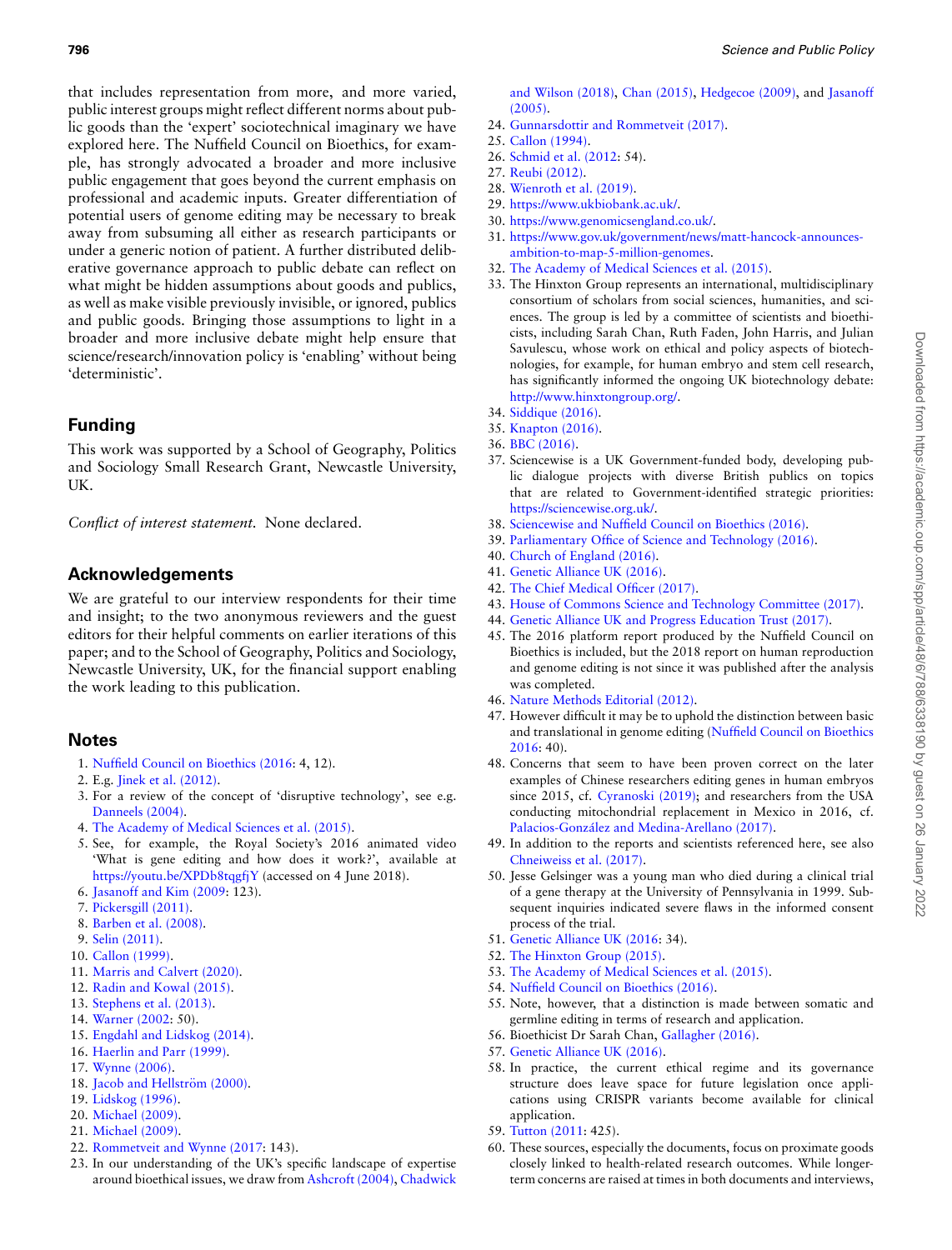that includes representation from more, and more varied, public interest groups might reflect different norms about public goods than the 'expert' sociotechnical imaginary we have explored here. The Nuffield Council on Bioethics, for example, has strongly advocated a broader and more inclusive public engagement that goes beyond the current emphasis on professional and academic inputs. Greater differentiation of potential users of genome editing may be necessary to break away from subsuming all either as research participants or under a generic notion of patient. A further distributed deliberative governance approach to public debate can reflect on what might be hidden assumptions about goods and publics, as well as make visible previously invisible, or ignored, publics and public goods. Bringing those assumptions to light in a broader and more inclusive debate might help ensure that science/research/innovation policy is 'enabling' without being 'deterministic'.

## Funding

This work was supported by a School of Geography, Politics and Sociology Small Research Grant, Newcastle University, UK.

*Conflict of interest statement.* None declared.

## Acknowledgements

We are grateful to our interview respondents for their time and insight; to the two anonymous reviewers and the guest editors for their helpful comments on earlier iterations of this paper; and to the School of Geography, Politics and Sociology, Newcastle University, UK, for the financial support enabling the work leading to this publication.

## Notes

1. Nuffield Council on Bioethics (2016: 4, 12).
2. E.g. Jinek et al. (2012).
3. For a review of the concept of 'disruptive technology', see e.g. Danneels (2004).
4. The Academy of Medical Sciences et al. (2015).
5. See, for example, the Royal Society's 2016 animated video 'What is gene editing and how does it work?', available at https://youtu.be/XPDb8tqgfjY (accessed on 4 June 2018).
6. Jasanoff and Kim (2009: 123).
7. Pickersgill (2011).
8. Barben et al. (2008).
9. Selin (2011).
10. Callon (1999).
11. Marris and Calvert (2020).
12. Radin and Kowal (2015).
13. Stephens et al. (2013).
14. Warner (2002: 50).
15. Engdahl and Lidskog (2014).
16. Haerlin and Parr (1999).
17. Wynne (2006).
18. Jacob and Hellström (2000).
19. Lidskog (1996).
20. Michael (2009).
21. Michael (2009).
22. Rommetveit and Wynne (2017: 143).
23. In our understanding of the UK's specific landscape of expertise around bioethical issues, we draw from Ashcroft (2004), Chadwick and Wilson (2018), Chan (2015), Hedgecoe (2009), and Jasanoff (2005).
24. Gunnarsdottir and Rommetveit (2017).
25. Callon (1994).
26. Schmid et al. (2012: 54).
27. Reubi (2012).
28. Wienroth et al. (2019).
29. https://www.ukbiobank.ac.uk/.
30. https://www.genomicsengland.co.uk/.
31. https://www.gov.uk/government/news/matt-hancock-announces-ambition-to-map-5-million-genomes.
32. The Academy of Medical Sciences et al. (2015).
33. The Hinxton Group represents an international, multidisciplinary consortium of scholars from social sciences, humanities, and sciences. The group is led by a committee of scientists and bioethicists, including Sarah Chan, Ruth Faden, John Harris, and Julian Savulescu, whose work on ethical and policy aspects of biotechnologies, for example, for human embryo and stem cell research, has significantly informed the ongoing UK biotechnology debate: http://www.hinxtongroup.org/.
34. Siddique (2016).
35. Knapton (2016).
36. BBC (2016).
37. Sciencewise is a UK Government-funded body, developing public dialogue projects with diverse British publics on topics that are related to Government-identified strategic priorities: https://sciencewise.org.uk/.
38. Sciencewise and Nuffield Council on Bioethics (2016).
39. Parliamentary Office of Science and Technology (2016).
40. Church of England (2016).
41. Genetic Alliance UK (2016).
42. The Chief Medical Officer (2017).
43. House of Commons Science and Technology Committee (2017).
44. Genetic Alliance UK and Progress Education Trust (2017).
45. The 2016 platform report produced by the Nuffield Council on Bioethics is included, but the 2018 report on human reproduction and genome editing is not since it was published after the analysis was completed.
46. Nature Methods Editorial (2012).
47. However difficult it may be to uphold the distinction between basic and translational in genome editing (Nuffield Council on Bioethics 2016: 40).
48. Concerns that seem to have been proven correct on the later examples of Chinese researchers editing genes in human embryos since 2015, cf. Cyranoski (2019); and researchers from the USA conducting mitochondrial replacement in Mexico in 2016, cf. Palacios-González and Medina-Arellano (2017).
49. In addition to the reports and scientists referenced here, see also Chneiweiss et al. (2017).
50. Jesse Gelsinger was a young man who died during a clinical trial of a gene therapy at the University of Pennsylvania in 1999. Subsequent inquiries indicated severe flaws in the informed consent process of the trial.
51. Genetic Alliance UK (2016: 34).
52. The Hinxton Group (2015).
53. The Academy of Medical Sciences et al. (2015).
54. Nuffield Council on Bioethics (2016).
55. Note, however, that a distinction is made between somatic and germline editing in terms of research and application.
56. Bioethicist Dr Sarah Chan, Gallagher (2016).
57. Genetic Alliance UK (2016).
58. In practice, the current ethical regime and its governance structure does leave space for future legislation once applications using CRISPR variants become available for clinical application.
59. Tutton (2011: 425).
60. These sources, especially the documents, focus on proximate goods closely linked to health-related research outcomes. While longer-term concerns are raised at times in both documents and interviews,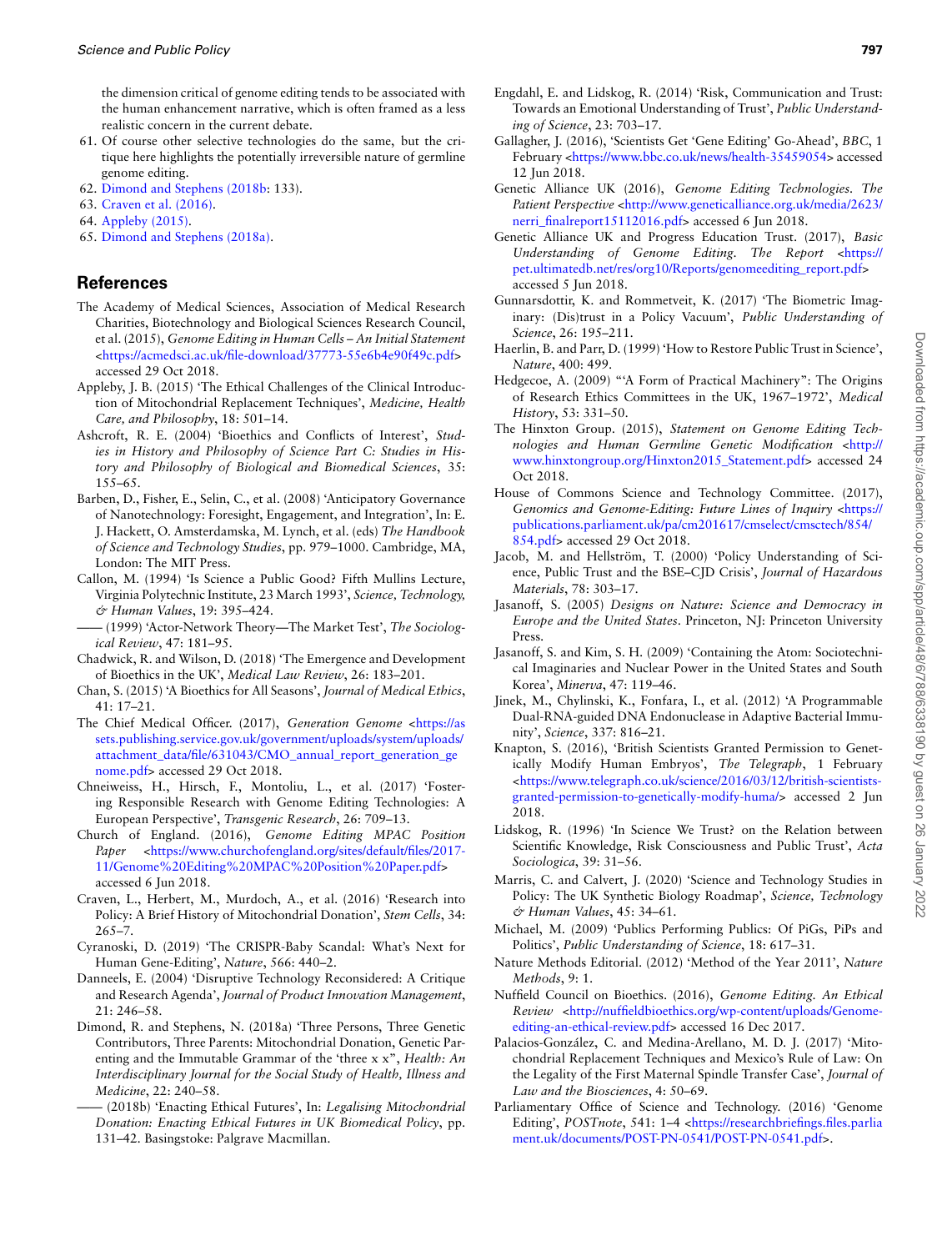the dimension critical of genome editing tends to be associated with the human enhancement narrative, which is often framed as a less realistic concern in the current debate.

61. Of course other selective technologies do the same, but the critique here highlights the potentially irreversible nature of germline genome editing.
62. Dimond and Stephens (2018b: 133).
63. Craven et al. (2016).
64. Appleby (2015).
65. Dimond and Stephens (2018a).

## References

The Academy of Medical Sciences, Association of Medical Research Charities, Biotechnology and Biological Sciences Research Council, et al. (2015), *Genome Editing in Human Cells – An Initial Statement* <https://acmedsci.ac.uk/file-download/37773-55e6b4e90f49c.pdf> accessed 29 Oct 2018.

Appleby, J. B. (2015) 'The Ethical Challenges of the Clinical Introduction of Mitochondrial Replacement Techniques', *Medicine, Health Care, and Philosophy*, 18: 501–14.

Ashcroft, R. E. (2004) 'Bioethics and Conflicts of Interest', *Studies in History and Philosophy of Science Part C: Studies in History and Philosophy of Biological and Biomedical Sciences*, 35: 155–65.

Barben, D., Fisher, E., Selin, C., et al. (2008) 'Anticipatory Governance of Nanotechnology: Foresight, Engagement, and Integration', In: E. J. Hackett, O. Amsterdamska, M. Lynch, et al. (eds) *The Handbook of Science and Technology Studies*, pp. 979–1000. Cambridge, MA, London: The MIT Press.

Callon, M. (1994) 'Is Science a Public Good? Fifth Mullins Lecture, Virginia Polytechnic Institute, 23 March 1993', *Science, Technology, & Human Values*, 19: 395–424.

—— (1999) 'Actor-Network Theory—The Market Test', *The Sociological Review*, 47: 181–95.

Chadwick, R. and Wilson, D. (2018) 'The Emergence and Development of Bioethics in the UK', *Medical Law Review*, 26: 183–201.

Chan, S. (2015) 'A Bioethics for All Seasons', *Journal of Medical Ethics*, 41: 17–21.

The Chief Medical Officer. (2017), *Generation Genome* <https://assets.publishing.service.gov.uk/government/uploads/system/uploads/attachment_data/file/631043/CMO_annual_report_generation_genome.pdf> accessed 29 Oct 2018.

Chneiweiss, H., Hirsch, F., Montoliu, L., et al. (2017) 'Fostering Responsible Research with Genome Editing Technologies: A European Perspective', *Transgenic Research*, 26: 709–13.

Church of England. (2016), *Genome Editing MPAC Position Paper* <https://www.churchofengland.org/sites/default/files/2017-11/Genome%20Editing%20MPAC%20Position%20Paper.pdf> accessed 6 Jun 2018.

Craven, L., Herbert, M., Murdoch, A., et al. (2016) 'Research into Policy: A Brief History of Mitochondrial Donation', *Stem Cells*, 34: 265–7.

Cyranoski, D. (2019) 'The CRISPR-Baby Scandal: What's Next for Human Gene-Editing', *Nature*, 566: 440–2.

Danneels, E. (2004) 'Disruptive Technology Reconsidered: A Critique and Research Agenda', *Journal of Product Innovation Management*, 21: 246–58.

Dimond, R. and Stephens, N. (2018a) 'Three Persons, Three Genetic Contributors, Three Parents: Mitochondrial Donation, Genetic Parenting and the Immutable Grammar of the 'three x x'', *Health: An Interdisciplinary Journal for the Social Study of Health, Illness and Medicine*, 22: 240–58.

—— (2018b) 'Enacting Ethical Futures', In: *Legalising Mitochondrial Donation: Enacting Ethical Futures in UK Biomedical Policy*, pp. 131–42. Basingstoke: Palgrave Macmillan.

Engdahl, E. and Lidskog, R. (2014) 'Risk, Communication and Trust: Towards an Emotional Understanding of Trust', *Public Understanding of Science*, 23: 703–17.

Gallagher, J. (2016), 'Scientists Get 'Gene Editing' Go-Ahead', *BBC*, 1 February <https://www.bbc.co.uk/news/health-35459054> accessed 12 Jun 2018.

Genetic Alliance UK (2016), *Genome Editing Technologies. The Patient Perspective* <http://www.geneticalliance.org.uk/media/2623/nerri_finalreport15112016.pdf> accessed 6 Jun 2018.

Genetic Alliance UK and Progress Education Trust. (2017), *Basic Understanding of Genome Editing. The Report* <https://pet.ultimatedb.net/res/org10/Reports/genomeediting_report.pdf> accessed 5 Jun 2018.

Gunnarsdottir, K. and Rommetveit, K. (2017) 'The Biometric Imaginary: (Dis)trust in a Policy Vacuum', *Public Understanding of Science*, 26: 195–211.

Haerlin, B. and Parr, D. (1999) 'How to Restore Public Trust in Science', *Nature*, 400: 499.

Hedgecoe, A. (2009) "'A Form of Practical Machinery": The Origins of Research Ethics Committees in the UK, 1967–1972', *Medical History*, 53: 331–50.

The Hinxton Group. (2015), *Statement on Genome Editing Technologies and Human Germline Genetic Modification* <http://www.hinxtongroup.org/Hinxton2015_Statement.pdf> accessed 24 Oct 2018.

House of Commons Science and Technology Committee. (2017), *Genomics and Genome-Editing: Future Lines of Inquiry* <https://publications.parliament.uk/pa/cm201617/cmselect/cmsctech/854/854.pdf> accessed 29 Oct 2018.

Jacob, M. and Hellström, T. (2000) 'Policy Understanding of Science, Public Trust and the BSE–CJD Crisis', *Journal of Hazardous Materials*, 78: 303–17.

Jasanoff, S. (2005) *Designs on Nature: Science and Democracy in Europe and the United States*. Princeton, NJ: Princeton University Press.

Jasanoff, S. and Kim, S. H. (2009) 'Containing the Atom: Sociotechnical Imaginaries and Nuclear Power in the United States and South Korea', *Minerva*, 47: 119–46.

Jinek, M., Chylinski, K., Fonfara, I., et al. (2012) 'A Programmable Dual-RNA-guided DNA Endonuclease in Adaptive Bacterial Immunity', *Science*, 337: 816–21.

Knapton, S. (2016), 'British Scientists Granted Permission to Genetically Modify Human Embryos', *The Telegraph*, 1 February <https://www.telegraph.co.uk/science/2016/03/12/british-scientists-granted-permission-to-genetically-modify-huma/> accessed 2 Jun 2018.

Lidskog, R. (1996) 'In Science We Trust? on the Relation between Scientific Knowledge, Risk Consciousness and Public Trust', *Acta Sociologica*, 39: 31–56.

Marris, C. and Calvert, J. (2020) 'Science and Technology Studies in Policy: The UK Synthetic Biology Roadmap', *Science, Technology & Human Values*, 45: 34–61.

Michael, M. (2009) 'Publics Performing Publics: Of PiGs, PiPs and Politics', *Public Understanding of Science*, 18: 617–31.

Nature Methods Editorial. (2012) 'Method of the Year 2011', *Nature Methods*, 9: 1.

Nuffield Council on Bioethics. (2016), *Genome Editing. An Ethical Review* <http://nuffieldbioethics.org/wp-content/uploads/Genome-editing-an-ethical-review.pdf> accessed 16 Dec 2017.

Palacios-González, C. and Medina-Arellano, M. D. J. (2017) 'Mitochondrial Replacement Techniques and Mexico's Rule of Law: On the Legality of the First Maternal Spindle Transfer Case', *Journal of Law and the Biosciences*, 4: 50–69.

Parliamentary Office of Science and Technology. (2016) 'Genome Editing', *POSTnote*, 541: 1–4 <https://researchbriefings.files.parliament.uk/documents/POST-PN-0541/POST-PN-0541.pdf>.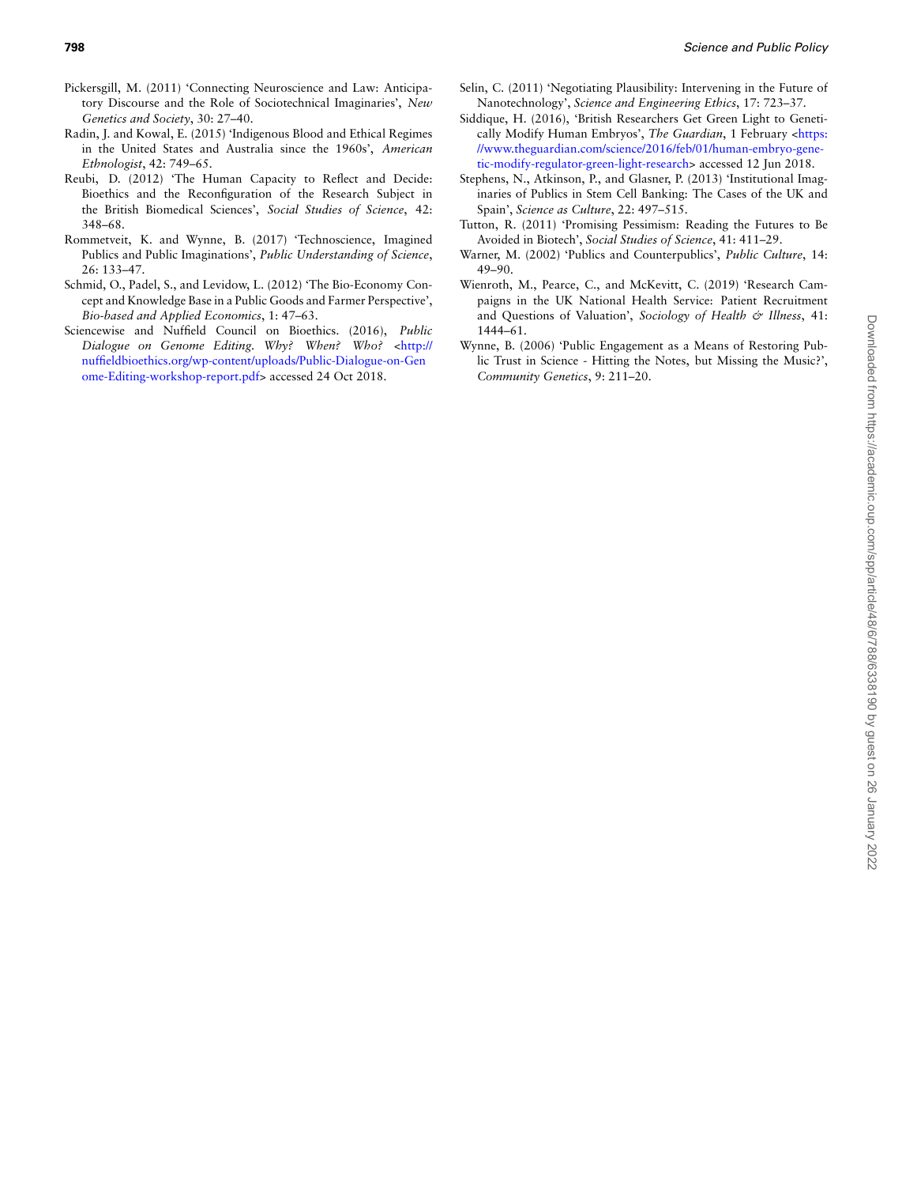Pickersgill, M. (2011) 'Connecting Neuroscience and Law: Anticipatory Discourse and the Role of Sociotechnical Imaginaries', *New Genetics and Society*, 30: 27–40.

Radin, J. and Kowal, E. (2015) 'Indigenous Blood and Ethical Regimes in the United States and Australia since the 1960s', *American Ethnologist*, 42: 749–65.

Reubi, D. (2012) 'The Human Capacity to Reflect and Decide: Bioethics and the Reconfiguration of the Research Subject in the British Biomedical Sciences', *Social Studies of Science*, 42: 348–68.

Rommetveit, K. and Wynne, B. (2017) 'Technoscience, Imagined Publics and Public Imaginations', *Public Understanding of Science*, 26: 133–47.

Schmid, O., Padel, S., and Levidow, L. (2012) 'The Bio-Economy Concept and Knowledge Base in a Public Goods and Farmer Perspective', *Bio-based and Applied Economics*, 1: 47–63.

Sciencewise and Nuffield Council on Bioethics. (2016), *Public Dialogue on Genome Editing. Why? When? Who?* <http://nuffieldbioethics.org/wp-content/uploads/Public-Dialogue-on-Genome-Editing-workshop-report.pdf> accessed 24 Oct 2018.

Selin, C. (2011) 'Negotiating Plausibility: Intervening in the Future of Nanotechnology', *Science and Engineering Ethics*, 17: 723–37.

Siddique, H. (2016), 'British Researchers Get Green Light to Genetically Modify Human Embryos', *The Guardian*, 1 February <https://www.theguardian.com/science/2016/feb/01/human-embryo-genetic-modify-regulator-green-light-research> accessed 12 Jun 2018.

Stephens, N., Atkinson, P., and Glasner, P. (2013) 'Institutional Imaginaries of Publics in Stem Cell Banking: The Cases of the UK and Spain', *Science as Culture*, 22: 497–515.

Tutton, R. (2011) 'Promising Pessimism: Reading the Futures to Be Avoided in Biotech', *Social Studies of Science*, 41: 411–29.

Warner, M. (2002) 'Publics and Counterpublics', *Public Culture*, 14: 49–90.

Wienroth, M., Pearce, C., and McKevitt, C. (2019) 'Research Campaigns in the UK National Health Service: Patient Recruitment and Questions of Valuation', *Sociology of Health & Illness*, 41: 1444–61.

Wynne, B. (2006) 'Public Engagement as a Means of Restoring Public Trust in Science - Hitting the Notes, but Missing the Music?', *Community Genetics*, 9: 211–20.